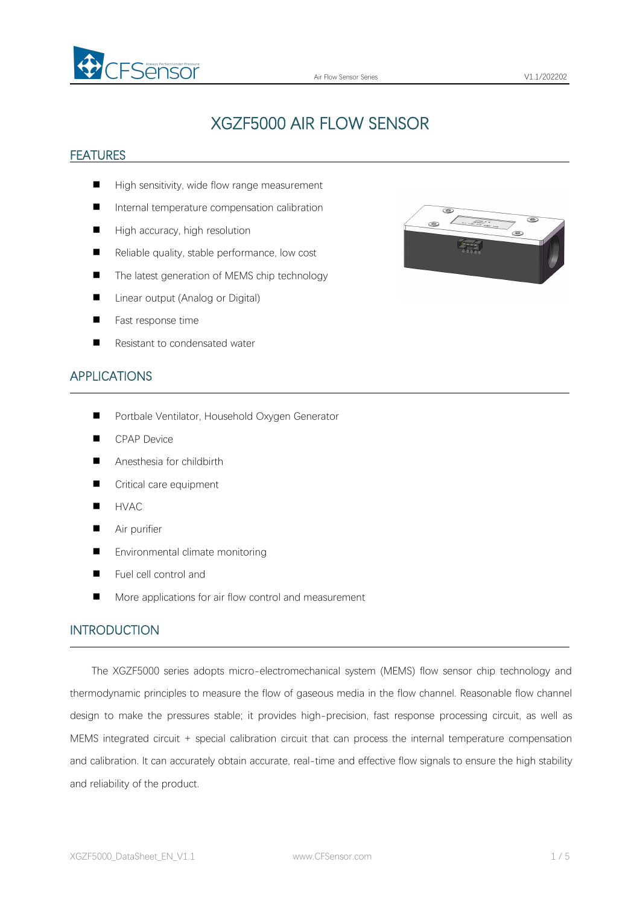# XGZF5000 AIR FLOW SENSOR

## FEATURES

- High sensitivity, wide flow range measurement
- Internal temperature compensation calibration
- High accuracy, high resolution
- Reliable quality, stable performance, low cost
- The latest generation of MEMS chip technology
- Linear output (Analog or Digital)
- Fast response time
- Resistant to condensated water

## APPLICATIONS

- Portbale Ventilator, Household Oxygen Generator
- CPAP Device
- Anesthesia for childbirth
- Critical care equipment
- HVAC
- Air purifier
- Environmental climate monitoring
- Fuel cell control and
- More applications for air flow control and measurement

## INTRODUCTION

The XGZF5000 series adopts micro-electromechanical system (MEMS) flow sensor chip technology and thermodynamic principles to measure the flow of gaseous media in the flow channel. Reasonable flow channel design to make the pressures stable; it provides high-precision, fast response processing circuit, as well as MEMS integrated circuit + special calibration circuit that can process the internal temperature compensation and calibration. It can accurately obtain accurate, real-time and effective flow signals to ensure the high stability and reliability of the product.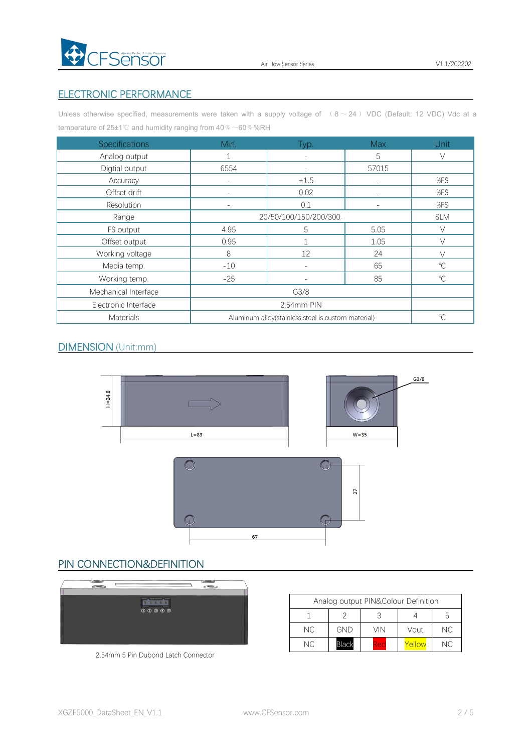## ELECTRONIC PERFORMANCE

Unless otherwise specified, measurements were taken with a supply voltage of （8～24） VDC (Default: 12 VDC) Vdc at a temperature of 25±1℃ and humidity ranging from 40％～60％%RH

| Specifications | Min. | Typ. | Max | Unit |
|---|---|---|---|---|
| Analog output | 1 | - | 5 | V |
| Digtial output | 6554 | - | 57015 | |
| Accuracy | - | ±1.5 | - | %FS |
| Offset drift | - | 0.02 | - | %FS |
| Resolution | - | 0.1 | - | %FS |
| Range | 20/50/100/150/200/300- | | | SLM |
| FS output | 4.95 | 5 | 5.05 | V |
| Offset output | 0.95 | 1 | 1.05 | V |
| Working voltage | 8 | 12 | 24 | V |
| Media temp. | -10 | - | 65 | ℃ |
| Working temp. | -25 | - | 85 | ℃ |
| Mechanical Interface | G3/8 | | | |
| Electronic Interface | 2.54mm PIN | | | |
| Materials | Aluminum alloy(stainless steel is custom material) | | | ℃ |

## DIMENSION (Unit:mm)

H=24.8

L=83

W=35

G3/8

27

67

## PIN CONNECTION&DEFINITION

2.54mm 5 Pin Dubond Latch Connector

| Analog output PIN&Colour Definition | | | | |
|---|---|---|---|---|
| 1 | 2 | 3 | 4 | 5 |
| NC | GND | VIN | Vout | NC |
| NC | Black | Red | Yellow | NC |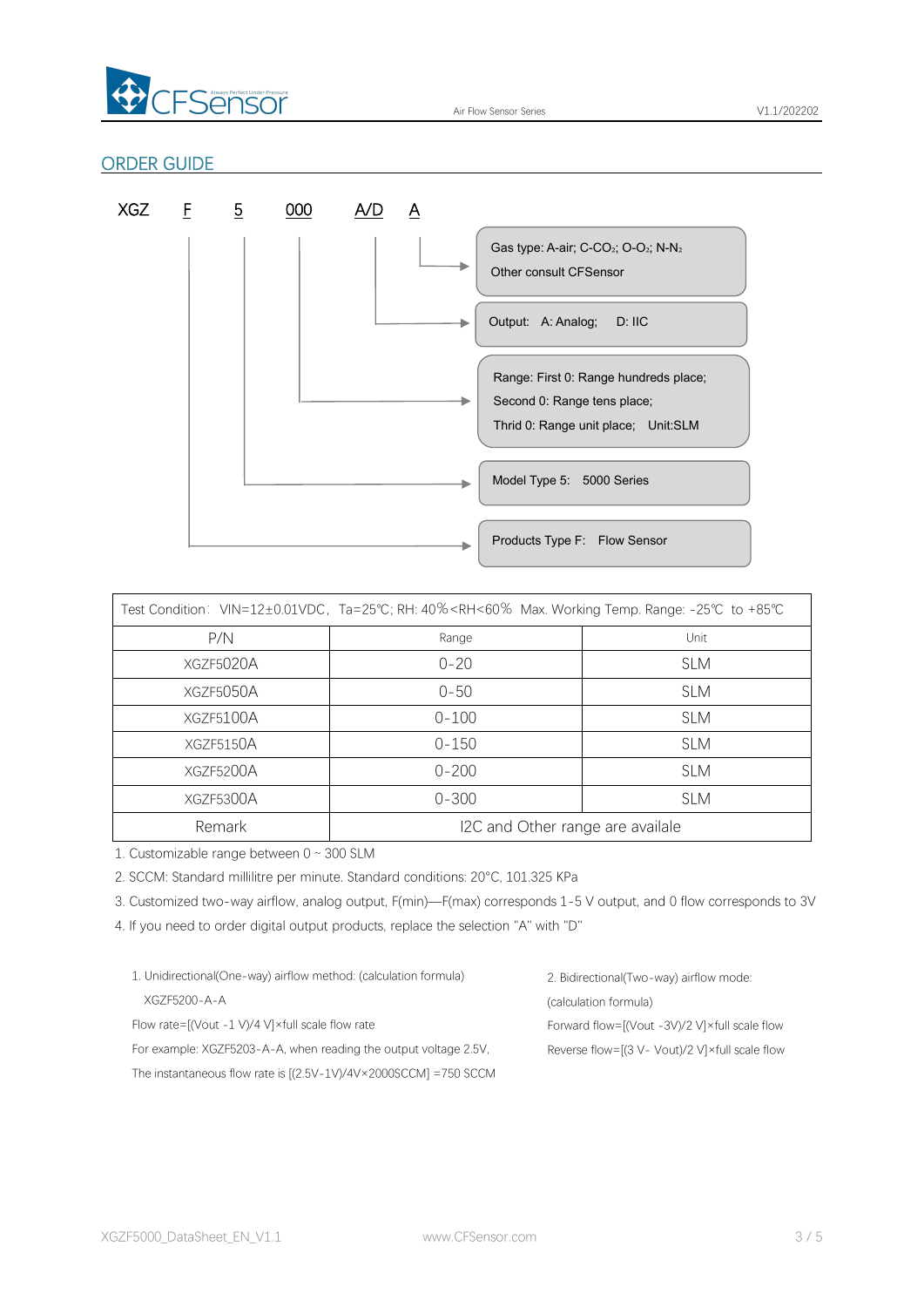## ORDER GUIDE

XGZ F 5 000 A/D A

- A: Gas type: A-air; C-$CO_2$; O-$O_2$; N-$N_2$ — Other consult CFSensor
- A/D: Output: A: Analog; D: IIC
- 000: Range: First 0: Range hundreds place; Second 0: Range tens place; Thrid 0: Range unit place; Unit:SLM
- 5: Model Type 5: 5000 Series
- F: Products Type F: Flow Sensor

| Test Condition：VIN=12±0.01VDC，Ta=25℃; RH: 40%<RH<60% Max. Working Temp. Range: -25℃ to +85℃ | | |
|---|---|---|
| P/N | Range | Unit |
| XGZF5020A | 0-20 | SLM |
| XGZF5050A | 0-50 | SLM |
| XGZF5100A | 0-100 | SLM |
| XGZF5150A | 0-150 | SLM |
| XGZF5200A | 0-200 | SLM |
| XGZF5300A | 0-300 | SLM |
| Remark | I2C and Other range are availale | |

1. Customizable range between 0 ~ 300 SLM
2. SCCM: Standard millilitre per minute. Standard conditions: 20°C, 101.325 KPa
3. Customized two-way airflow, analog output, F(min)—F(max) corresponds 1-5 V output, and 0 flow corresponds to 3V
4. If you need to order digital output products, replace the selection "A" with "D"

1. Unidirectional(One-way) airflow method: (calculation formula)

XGZF5200-A-A

Flow rate=[(Vout -1 V)/4 V]×full scale flow rate

For example: XGZF5203-A-A, when reading the output voltage 2.5V,

The instantaneous flow rate is [(2.5V-1V)/4V×2000SCCM] =750 SCCM

2. Bidirectional(Two-way) airflow mode:

(calculation formula)

Forward flow=[(Vout -3V)/2 V]×full scale flow

Reverse flow=[(3 V- Vout)/2 V]×full scale flow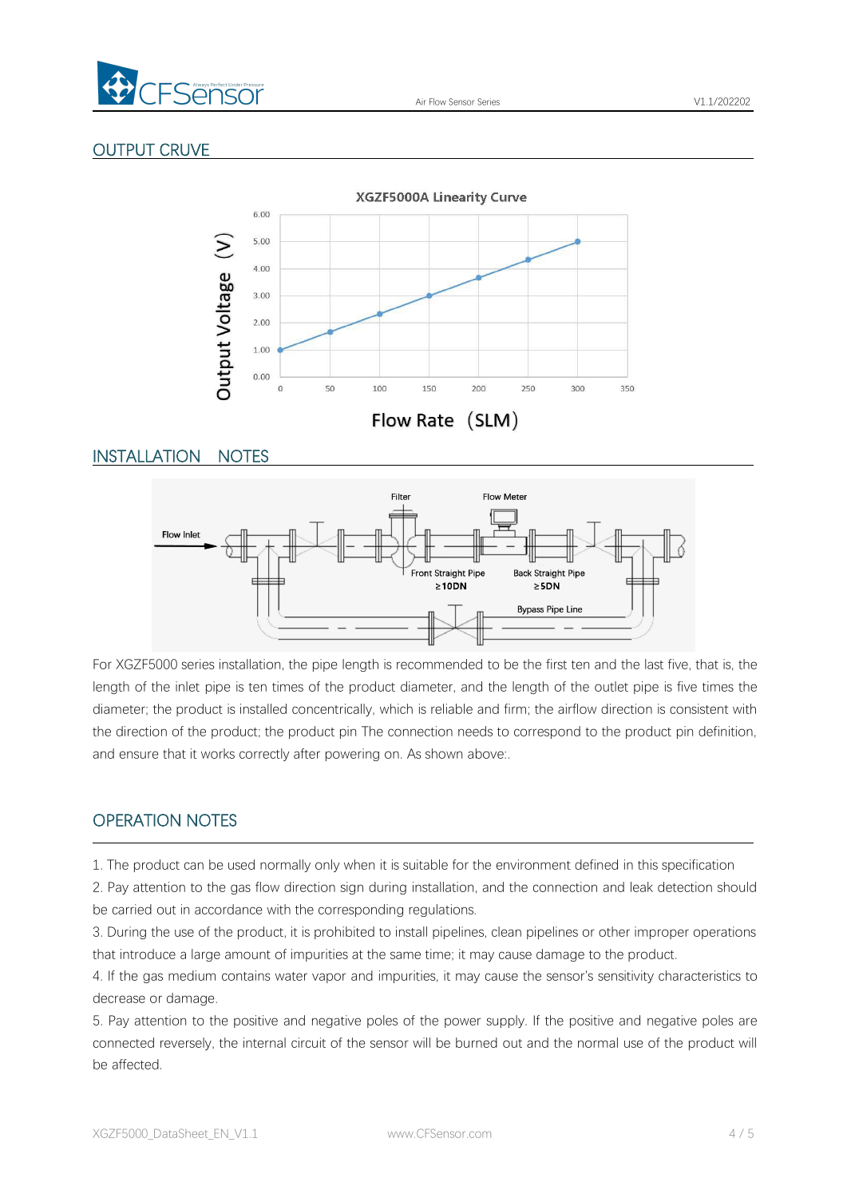## OUTPUT CRUVE

## INSTALLATION NOTES

For XGZF5000 series installation, the pipe length is recommended to be the first ten and the last five, that is, the length of the inlet pipe is ten times of the product diameter, and the length of the outlet pipe is five times the diameter; the product is installed concentrically, which is reliable and firm; the airflow direction is consistent with the direction of the product; the product pin The connection needs to correspond to the product pin definition, and ensure that it works correctly after powering on. As shown above:.

## OPERATION NOTES

1. The product can be used normally only when it is suitable for the environment defined in this specification
2. Pay attention to the gas flow direction sign during installation, and the connection and leak detection should be carried out in accordance with the corresponding regulations.
3. During the use of the product, it is prohibited to install pipelines, clean pipelines or other improper operations that introduce a large amount of impurities at the same time; it may cause damage to the product.
4. If the gas medium contains water vapor and impurities, it may cause the sensor's sensitivity characteristics to decrease or damage.
5. Pay attention to the positive and negative poles of the power supply. If the positive and negative poles are connected reversely, the internal circuit of the sensor will be burned out and the normal use of the product will be affected.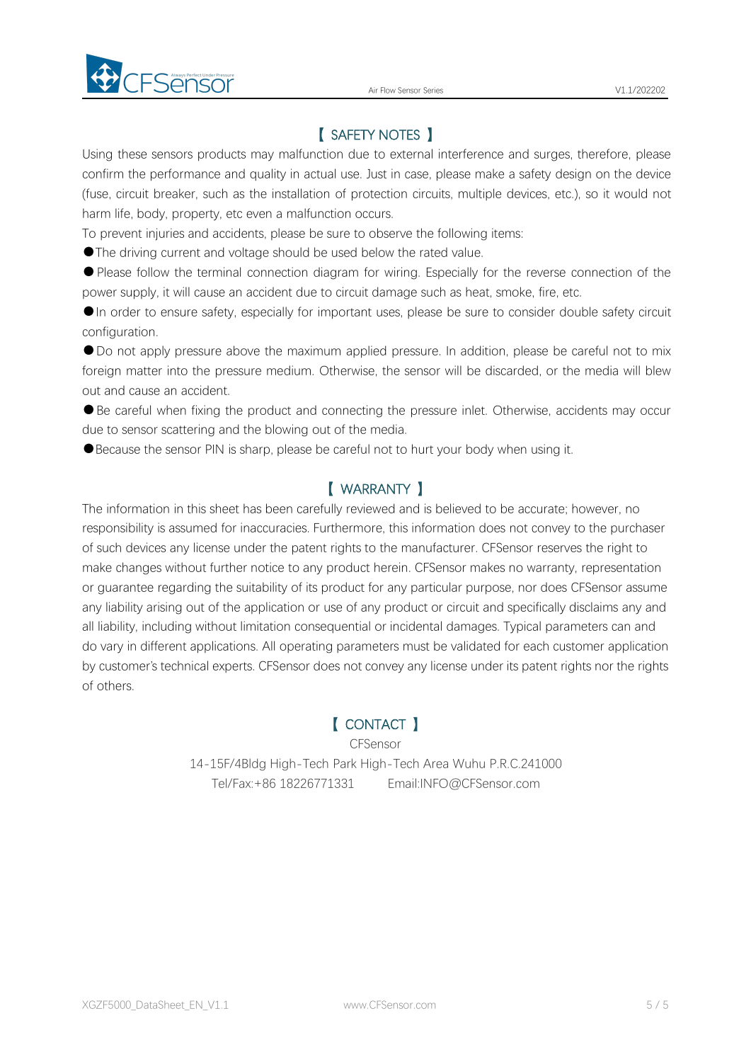## 【 SAFETY NOTES 】

Using these sensors products may malfunction due to external interference and surges, therefore, please confirm the performance and quality in actual use. Just in case, please make a safety design on the device (fuse, circuit breaker, such as the installation of protection circuits, multiple devices, etc.), so it would not harm life, body, property, etc even a malfunction occurs.

To prevent injuries and accidents, please be sure to observe the following items:

- The driving current and voltage should be used below the rated value.
- Please follow the terminal connection diagram for wiring. Especially for the reverse connection of the power supply, it will cause an accident due to circuit damage such as heat, smoke, fire, etc.
- In order to ensure safety, especially for important uses, please be sure to consider double safety circuit configuration.
- Do not apply pressure above the maximum applied pressure. In addition, please be careful not to mix foreign matter into the pressure medium. Otherwise, the sensor will be discarded, or the media will blew out and cause an accident.
- Be careful when fixing the product and connecting the pressure inlet. Otherwise, accidents may occur due to sensor scattering and the blowing out of the media.
- Because the sensor PIN is sharp, please be careful not to hurt your body when using it.

## 【 WARRANTY 】

The information in this sheet has been carefully reviewed and is believed to be accurate; however, no responsibility is assumed for inaccuracies. Furthermore, this information does not convey to the purchaser of such devices any license under the patent rights to the manufacturer. CFSensor reserves the right to make changes without further notice to any product herein. CFSensor makes no warranty, representation or guarantee regarding the suitability of its product for any particular purpose, nor does CFSensor assume any liability arising out of the application or use of any product or circuit and specifically disclaims any and all liability, including without limitation consequential or incidental damages. Typical parameters can and do vary in different applications. All operating parameters must be validated for each customer application by customer's technical experts. CFSensor does not convey any license under its patent rights nor the rights of others.

## 【 CONTACT 】

CFSensor

14-15F/4Bldg High-Tech Park High-Tech Area Wuhu P.R.C.241000

Tel/Fax:+86 18226771331 Email:INFO@CFSensor.com